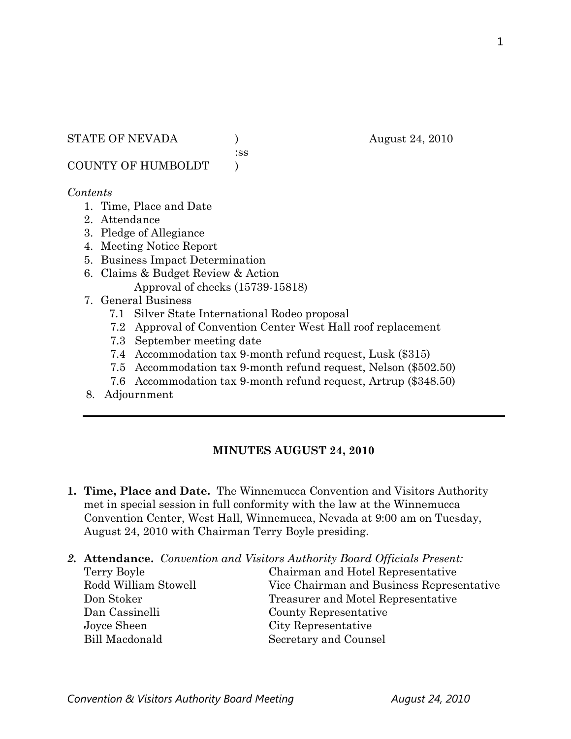STATE OF NEVADA ) August 24, 2010
:ss
COUNTY OF HUMBOLDT )

*Contents*

1. Time, Place and Date
2. Attendance
3. Pledge of Allegiance
4. Meeting Notice Report
5. Business Impact Determination
6. Claims & Budget Review & Action
   Approval of checks (15739-15818)
7. General Business
   - 7.1 Silver State International Rodeo proposal
   - 7.2 Approval of Convention Center West Hall roof replacement
   - 7.3 September meeting date
   - 7.4 Accommodation tax 9-month refund request, Lusk ($315)
   - 7.5 Accommodation tax 9-month refund request, Nelson ($502.50)
   - 7.6 Accommodation tax 9-month refund request, Artrup ($348.50)
8. Adjournment

---

## MINUTES AUGUST 24, 2010

1. **Time, Place and Date.** The Winnemucca Convention and Visitors Authority met in special session in full conformity with the law at the Winnemucca Convention Center, West Hall, Winnemucca, Nevada at 9:00 am on Tuesday, August 24, 2010 with Chairman Terry Boyle presiding.

2. **Attendance.** *Convention and Visitors Authority Board Officials Present:*

| | |
|---|---|
| Terry Boyle | Chairman and Hotel Representative |
| Rodd William Stowell | Vice Chairman and Business Representative |
| Don Stoker | Treasurer and Motel Representative |
| Dan Cassinelli | County Representative |
| Joyce Sheen | City Representative |
| Bill Macdonald | Secretary and Counsel |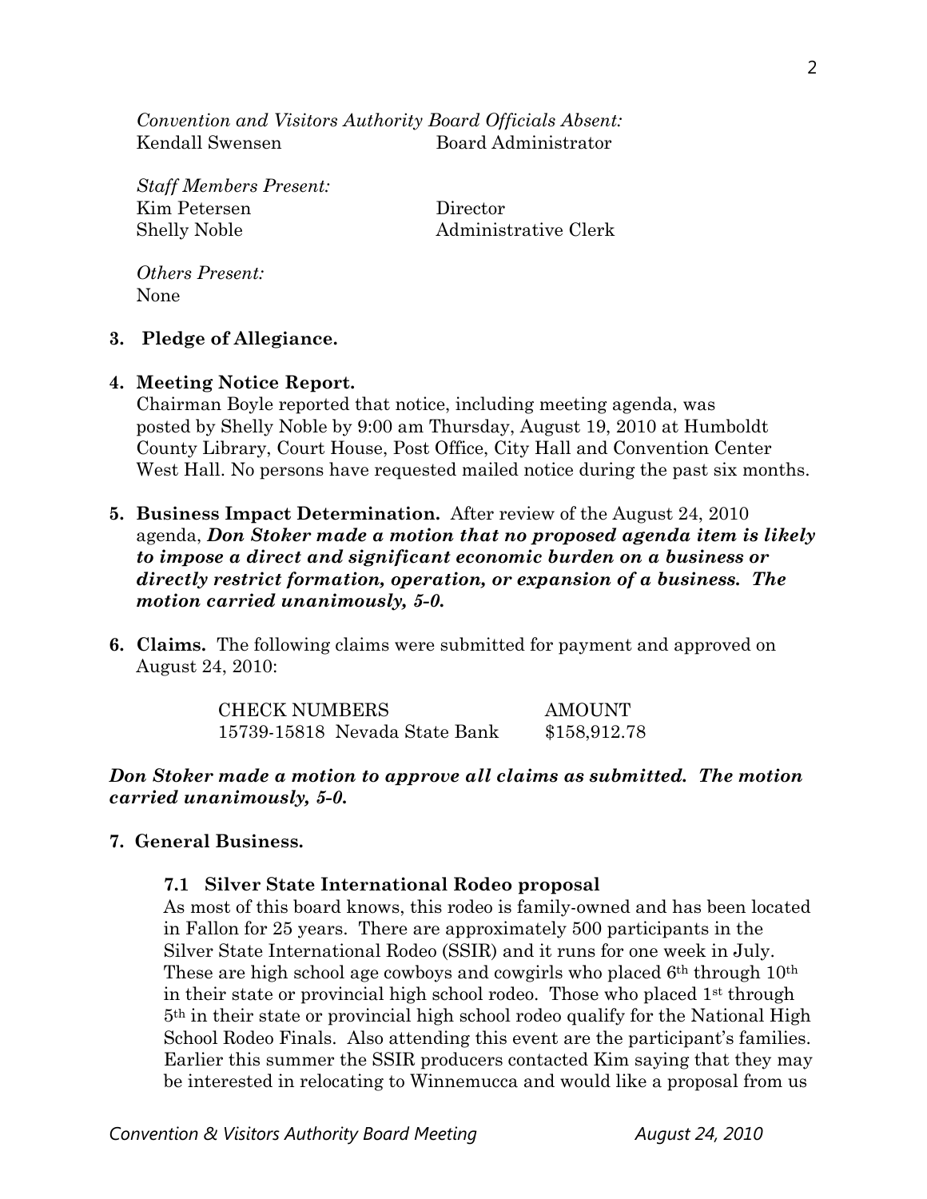*Convention and Visitors Authority Board Officials Absent:*

| | |
|---|---|
| Kendall Swensen | Board Administrator |

*Staff Members Present:*

| | |
|---|---|
| Kim Petersen | Director |
| Shelly Noble | Administrative Clerk |

*Others Present:*
None

**3. Pledge of Allegiance.**

**4. Meeting Notice Report.**
Chairman Boyle reported that notice, including meeting agenda, was posted by Shelly Noble by 9:00 am Thursday, August 19, 2010 at Humboldt County Library, Court House, Post Office, City Hall and Convention Center West Hall. No persons have requested mailed notice during the past six months.

**5. Business Impact Determination.** After review of the August 24, 2010 agenda, ***Don Stoker made a motion that no proposed agenda item is likely to impose a direct and significant economic burden on a business or directly restrict formation, operation, or expansion of a business. The motion carried unanimously, 5-0.***

**6. Claims.** The following claims were submitted for payment and approved on August 24, 2010:

| CHECK NUMBERS | AMOUNT |
|---|---|
| 15739-15818 Nevada State Bank | \$158,912.78 |

***Don Stoker made a motion to approve all claims as submitted. The motion carried unanimously, 5-0.***

**7. General Business.**

**7.1 Silver State International Rodeo proposal**

As most of this board knows, this rodeo is family-owned and has been located in Fallon for 25 years. There are approximately 500 participants in the Silver State International Rodeo (SSIR) and it runs for one week in July. These are high school age cowboys and cowgirls who placed 6th through 10th in their state or provincial high school rodeo. Those who placed 1st through 5th in their state or provincial high school rodeo qualify for the National High School Rodeo Finals. Also attending this event are the participant's families. Earlier this summer the SSIR producers contacted Kim saying that they may be interested in relocating to Winnemucca and would like a proposal from us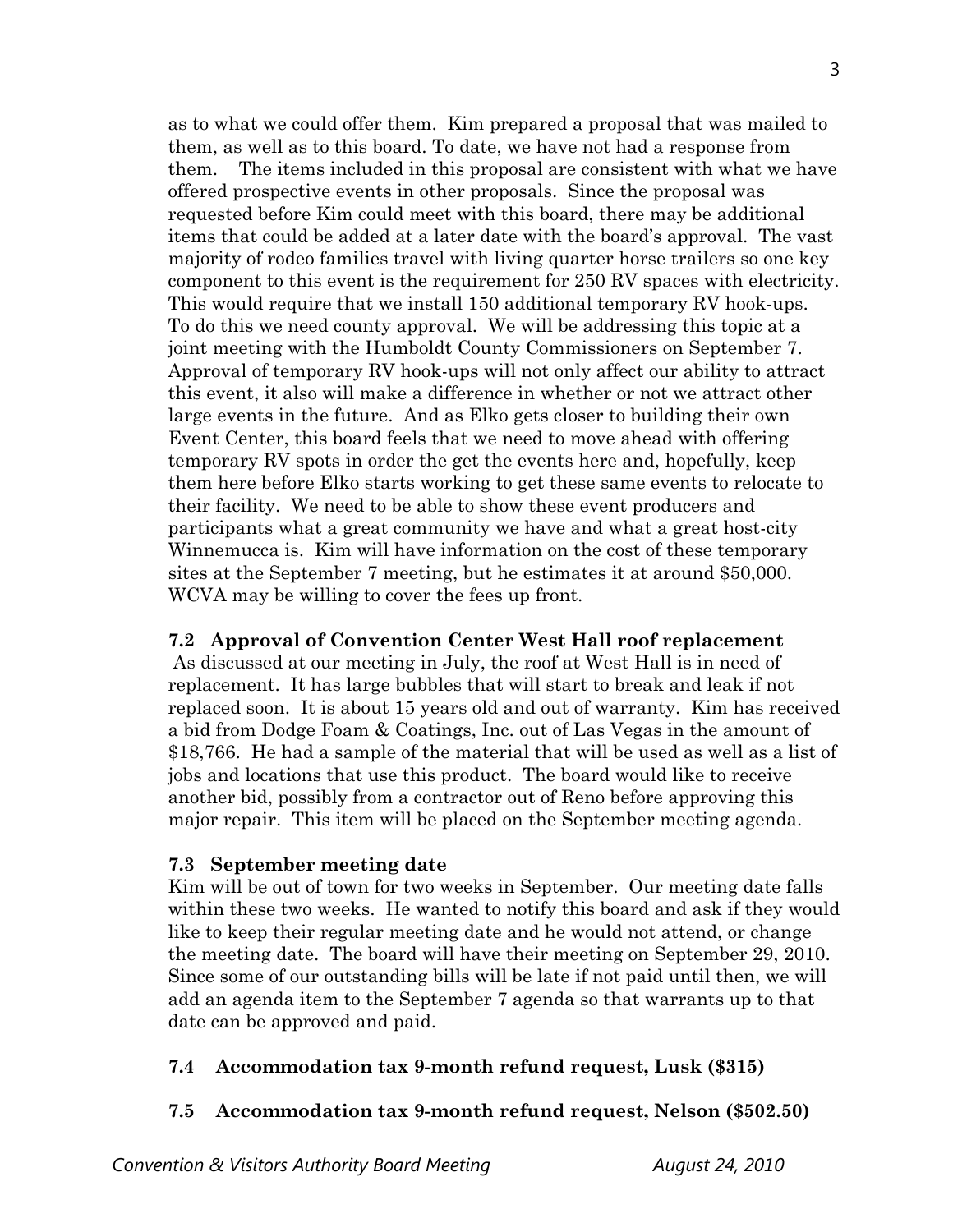as to what we could offer them. Kim prepared a proposal that was mailed to them, as well as to this board. To date, we have not had a response from them. The items included in this proposal are consistent with what we have offered prospective events in other proposals. Since the proposal was requested before Kim could meet with this board, there may be additional items that could be added at a later date with the board's approval. The vast majority of rodeo families travel with living quarter horse trailers so one key component to this event is the requirement for 250 RV spaces with electricity. This would require that we install 150 additional temporary RV hook-ups. To do this we need county approval. We will be addressing this topic at a joint meeting with the Humboldt County Commissioners on September 7. Approval of temporary RV hook-ups will not only affect our ability to attract this event, it also will make a difference in whether or not we attract other large events in the future. And as Elko gets closer to building their own Event Center, this board feels that we need to move ahead with offering temporary RV spots in order the get the events here and, hopefully, keep them here before Elko starts working to get these same events to relocate to their facility. We need to be able to show these event producers and participants what a great community we have and what a great host-city Winnemucca is. Kim will have information on the cost of these temporary sites at the September 7 meeting, but he estimates it at around $50,000. WCVA may be willing to cover the fees up front.

**7.2 Approval of Convention Center West Hall roof replacement**

As discussed at our meeting in July, the roof at West Hall is in need of replacement. It has large bubbles that will start to break and leak if not replaced soon. It is about 15 years old and out of warranty. Kim has received a bid from Dodge Foam & Coatings, Inc. out of Las Vegas in the amount of $18,766. He had a sample of the material that will be used as well as a list of jobs and locations that use this product. The board would like to receive another bid, possibly from a contractor out of Reno before approving this major repair. This item will be placed on the September meeting agenda.

**7.3 September meeting date**

Kim will be out of town for two weeks in September. Our meeting date falls within these two weeks. He wanted to notify this board and ask if they would like to keep their regular meeting date and he would not attend, or change the meeting date. The board will have their meeting on September 29, 2010. Since some of our outstanding bills will be late if not paid until then, we will add an agenda item to the September 7 agenda so that warrants up to that date can be approved and paid.

**7.4 Accommodation tax 9-month refund request, Lusk ($315)**

**7.5 Accommodation tax 9-month refund request, Nelson ($502.50)**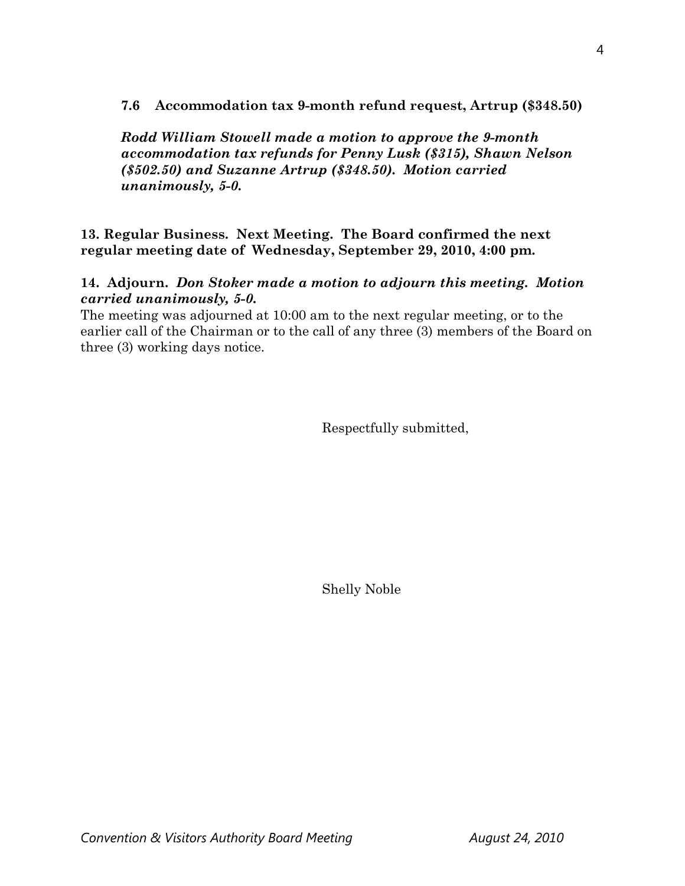**7.6 Accommodation tax 9-month refund request, Artrup ($348.50)**

***Rodd William Stowell made a motion to approve the 9-month accommodation tax refunds for Penny Lusk ($315), Shawn Nelson ($502.50) and Suzanne Artrup ($348.50). Motion carried unanimously, 5-0.***

**13. Regular Business. Next Meeting. The Board confirmed the next regular meeting date of Wednesday, September 29, 2010, 4:00 pm.**

**14. Adjourn.** ***Don Stoker made a motion to adjourn this meeting. Motion carried unanimously, 5-0.***

The meeting was adjourned at 10:00 am to the next regular meeting, or to the earlier call of the Chairman or to the call of any three (3) members of the Board on three (3) working days notice.

Respectfully submitted,

Shelly Noble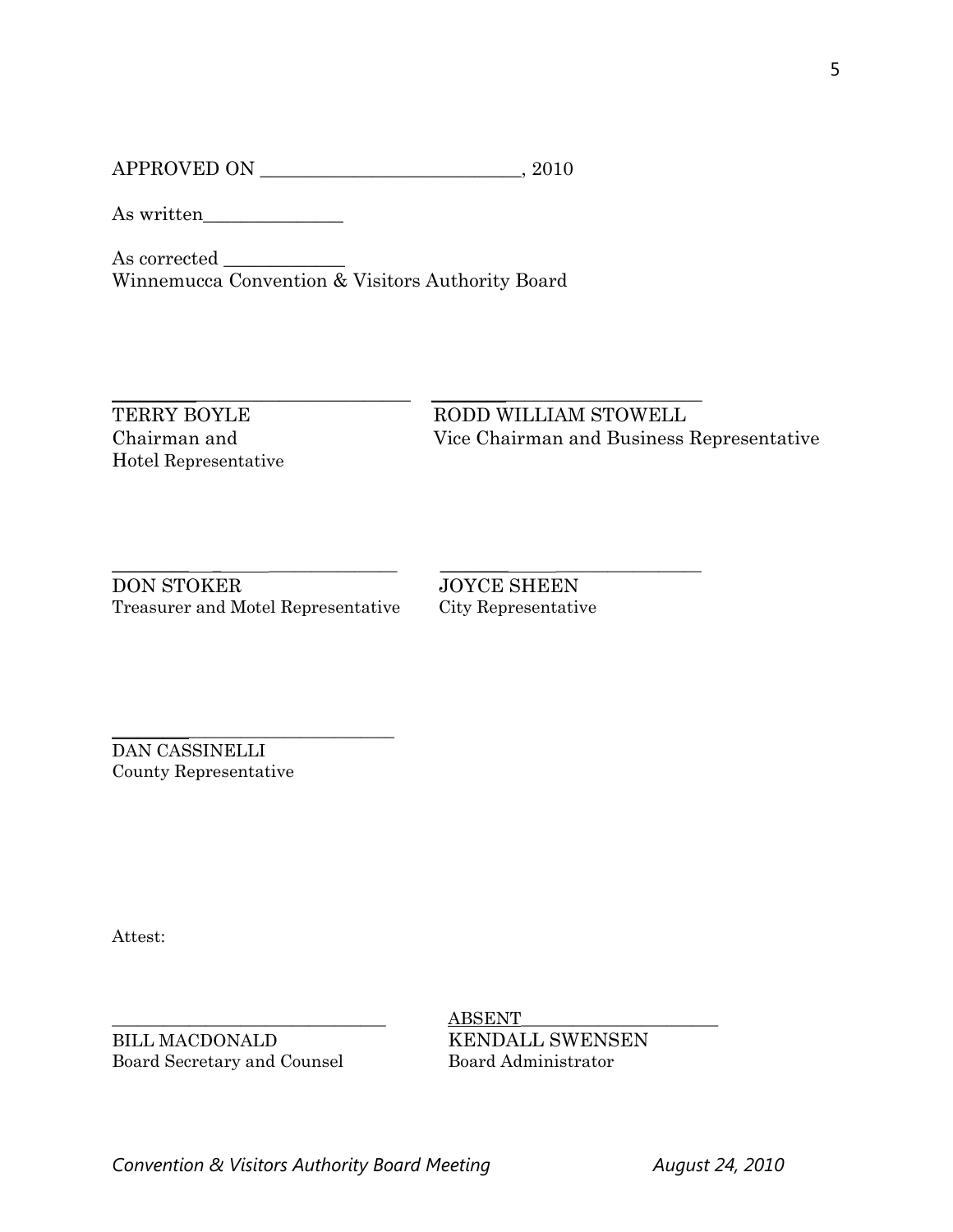APPROVED ON ____________________________, 2010

As written_______________

As corrected _____________
Winnemucca Convention & Visitors Authority Board

TERRY BOYLE
Chairman and
Hotel Representative

RODD WILLIAM STOWELL
Vice Chairman and Business Representative

DON STOKER
Treasurer and Motel Representative

JOYCE SHEEN
City Representative

DAN CASSINELLI
County Representative

Attest:

BILL MACDONALD
Board Secretary and Counsel

ABSENT
KENDALL SWENSEN
Board Administrator